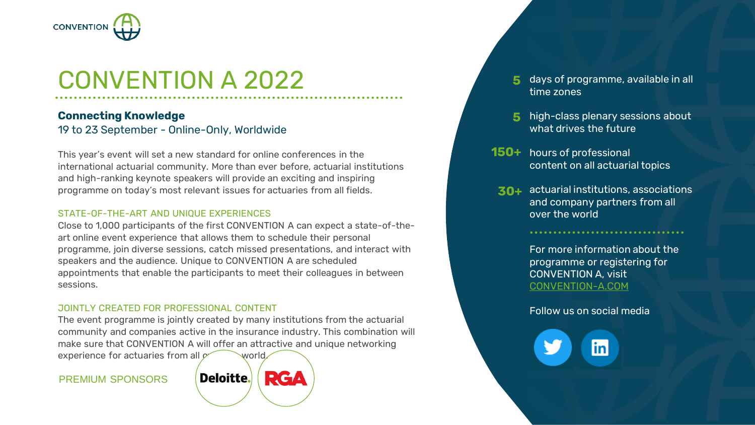CONVENTION

# CONVENTION A 2022

**Connecting Knowledge**
19 to 23 September - Online-Only, Worldwide

This year's event will set a new standard for online conferences in the international actuarial community. More than ever before, actuarial institutions and high-ranking keynote speakers will provide an exciting and inspiring programme on today's most relevant issues for actuaries from all fields.

## STATE-OF-THE-ART AND UNIQUE EXPERIENCES

Close to 1,000 participants of the first CONVENTION A can expect a state-of-the-art online event experience that allows them to schedule their personal programme, join diverse sessions, catch missed presentations, and interact with speakers and the audience. Unique to CONVENTION A are scheduled appointments that enable the participants to meet their colleagues in between sessions.

## JOINTLY CREATED FOR PROFESSIONAL CONTENT

The event programme is jointly created by many institutions from the actuarial community and companies active in the insurance industry. This combination will make sure that CONVENTION A will offer an attractive and unique networking experience for actuaries from all over the world.

PREMIUM SPONSORS

Deloitte. RGA

- **5** days of programme, available in all time zones
- **5** high-class plenary sessions about what drives the future
- **150+** hours of professional content on all actuarial topics
- **30+** actuarial institutions, associations and company partners from all over the world

For more information about the programme or registering for CONVENTION A, visit CONVENTION-A.COM

Follow us on social media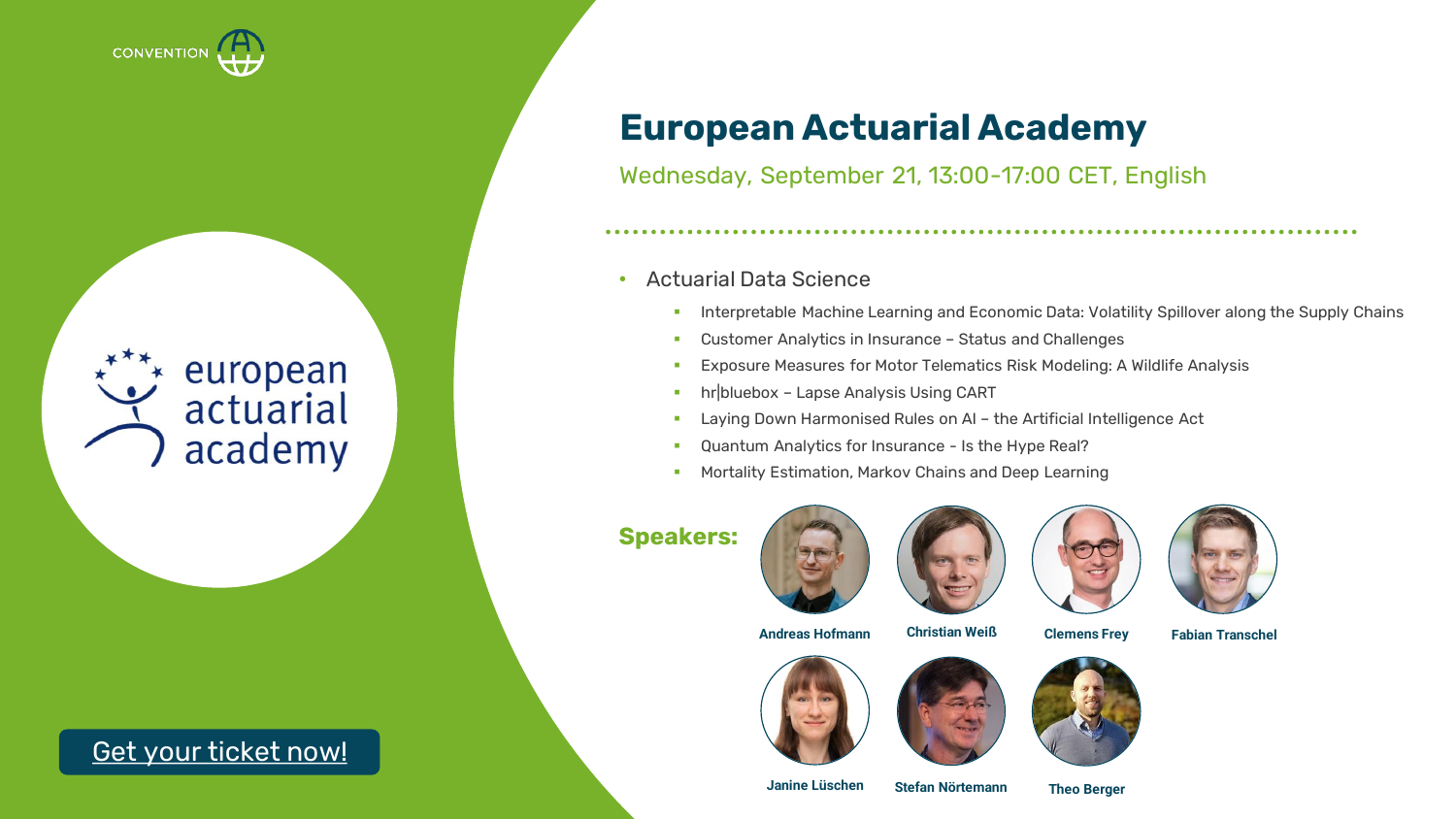CONVENTION

european actuarial academy

# European Actuarial Academy

Wednesday, September 21, 13:00-17:00 CET, English

- Actuarial Data Science
  - Interpretable Machine Learning and Economic Data: Volatility Spillover along the Supply Chains
  - Customer Analytics in Insurance – Status and Challenges
  - Exposure Measures for Motor Telematics Risk Modeling: A Wildlife Analysis
  - hr|bluebox – Lapse Analysis Using CART
  - Laying Down Harmonised Rules on AI – the Artificial Intelligence Act
  - Quantum Analytics for Insurance - Is the Hype Real?
  - Mortality Estimation, Markov Chains and Deep Learning

**Speakers:**

**Andreas Hofmann**

**Christian Weiß**

**Clemens Frey**

**Fabian Transchel**

**Janine Lüschen**

**Stefan Nörtemann**

**Theo Berger**

Get your ticket now!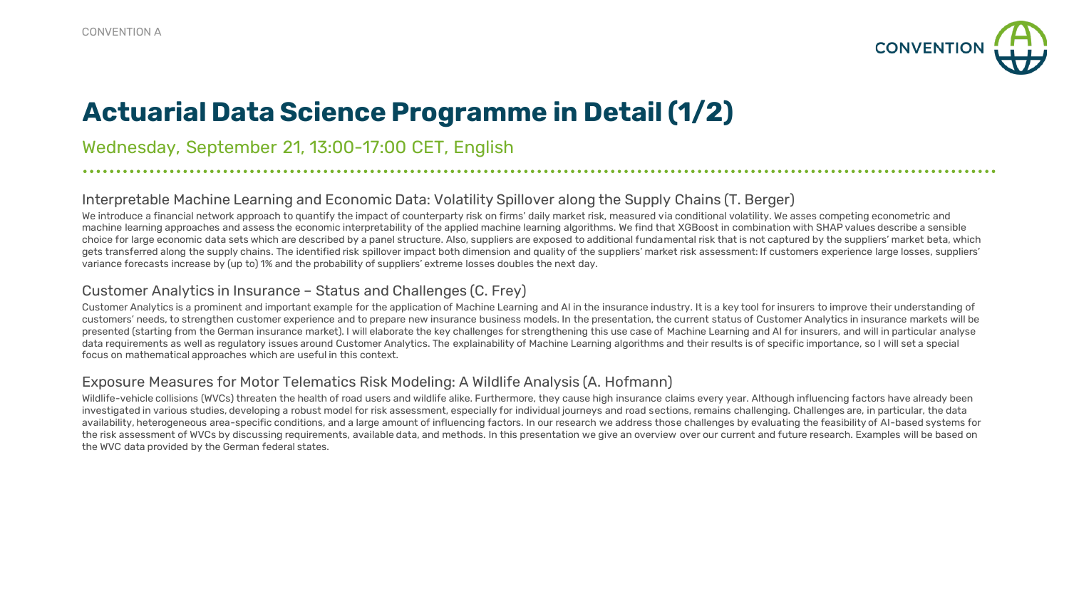# Actuarial Data Science Programme in Detail (1/2)

Wednesday, September 21, 13:00-17:00 CET, English

### Interpretable Machine Learning and Economic Data: Volatility Spillover along the Supply Chains (T. Berger)

We introduce a financial network approach to quantify the impact of counterparty risk on firms' daily market risk, measured via conditional volatility. We asses competing econometric and machine learning approaches and assess the economic interpretability of the applied machine learning algorithms. We find that XGBoost in combination with SHAP values describe a sensible choice for large economic data sets which are described by a panel structure. Also, suppliers are exposed to additional fundamental risk that is not captured by the suppliers' market beta, which gets transferred along the supply chains. The identified risk spillover impact both dimension and quality of the suppliers' market risk assessment: If customers experience large losses, suppliers' variance forecasts increase by (up to) 1% and the probability of suppliers' extreme losses doubles the next day.

### Customer Analytics in Insurance – Status and Challenges (C. Frey)

Customer Analytics is a prominent and important example for the application of Machine Learning and AI in the insurance industry. It is a key tool for insurers to improve their understanding of customers' needs, to strengthen customer experience and to prepare new insurance business models. In the presentation, the current status of Customer Analytics in insurance markets will be presented (starting from the German insurance market). I will elaborate the key challenges for strengthening this use case of Machine Learning and AI for insurers, and will in particular analyse data requirements as well as regulatory issues around Customer Analytics. The explainability of Machine Learning algorithms and their results is of specific importance, so I will set a special focus on mathematical approaches which are useful in this context.

### Exposure Measures for Motor Telematics Risk Modeling: A Wildlife Analysis (A. Hofmann)

Wildlife-vehicle collisions (WVCs) threaten the health of road users and wildlife alike. Furthermore, they cause high insurance claims every year. Although influencing factors have already been investigated in various studies, developing a robust model for risk assessment, especially for individual journeys and road sections, remains challenging. Challenges are, in particular, the data availability, heterogeneous area-specific conditions, and a large amount of influencing factors. In our research we address those challenges by evaluating the feasibility of AI-based systems for the risk assessment of WVCs by discussing requirements, available data, and methods. In this presentation we give an overview over our current and future research. Examples will be based on the WVC data provided by the German federal states.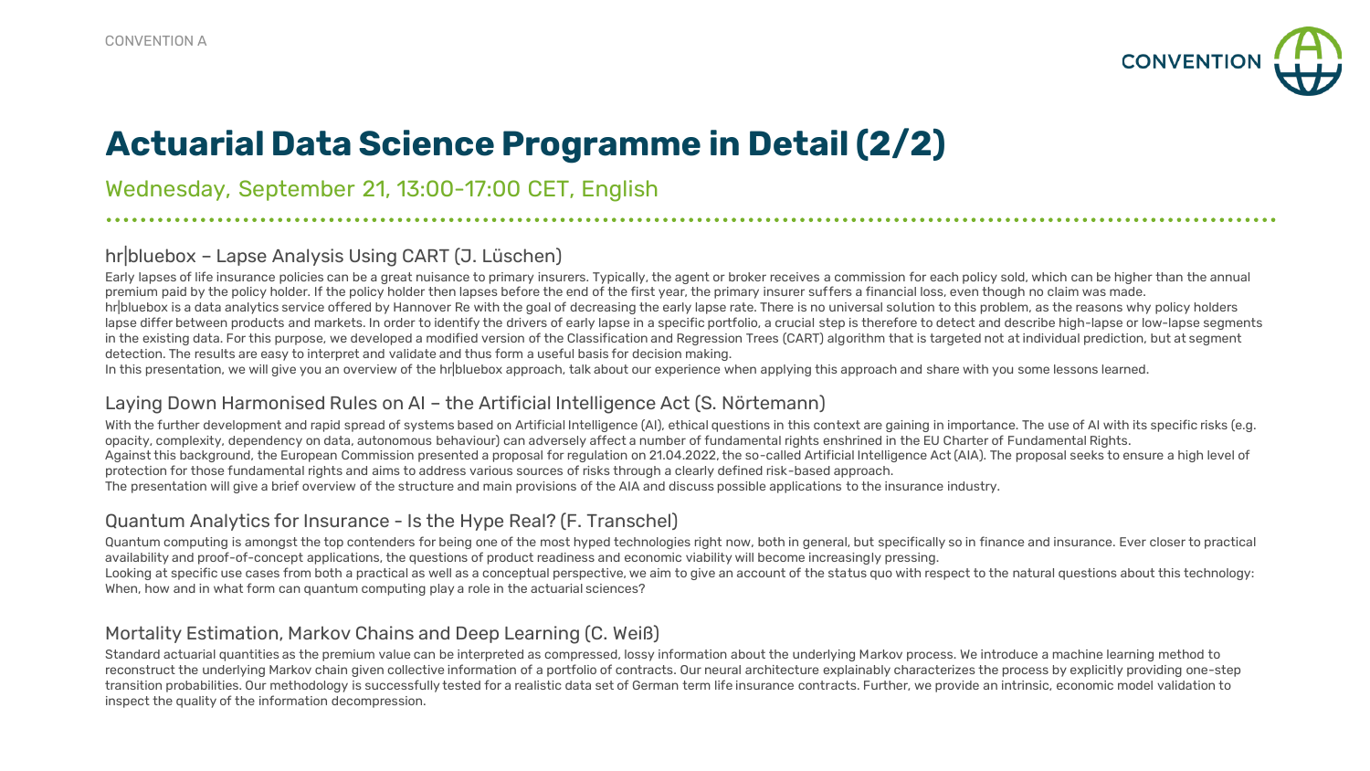# Actuarial Data Science Programme in Detail (2/2)

Wednesday, September 21, 13:00-17:00 CET, English

## hr|bluebox – Lapse Analysis Using CART (J. Lüschen)

Early lapses of life insurance policies can be a great nuisance to primary insurers. Typically, the agent or broker receives a commission for each policy sold, which can be higher than the annual premium paid by the policy holder. If the policy holder then lapses before the end of the first year, the primary insurer suffers a financial loss, even though no claim was made.
hr|bluebox is a data analytics service offered by Hannover Re with the goal of decreasing the early lapse rate. There is no universal solution to this problem, as the reasons why policy holders lapse differ between products and markets. In order to identify the drivers of early lapse in a specific portfolio, a crucial step is therefore to detect and describe high-lapse or low-lapse segments in the existing data. For this purpose, we developed a modified version of the Classification and Regression Trees (CART) algorithm that is targeted not at individual prediction, but at segment detection. The results are easy to interpret and validate and thus form a useful basis for decision making.
In this presentation, we will give you an overview of the hr|bluebox approach, talk about our experience when applying this approach and share with you some lessons learned.

## Laying Down Harmonised Rules on AI – the Artificial Intelligence Act (S. Nörtemann)

With the further development and rapid spread of systems based on Artificial Intelligence (AI), ethical questions in this context are gaining in importance. The use of AI with its specific risks (e.g. opacity, complexity, dependency on data, autonomous behaviour) can adversely affect a number of fundamental rights enshrined in the EU Charter of Fundamental Rights.
Against this background, the European Commission presented a proposal for regulation on 21.04.2022, the so-called Artificial Intelligence Act (AIA). The proposal seeks to ensure a high level of protection for those fundamental rights and aims to address various sources of risks through a clearly defined risk-based approach.
The presentation will give a brief overview of the structure and main provisions of the AIA and discuss possible applications to the insurance industry.

## Quantum Analytics for Insurance - Is the Hype Real? (F. Transchel)

Quantum computing is amongst the top contenders for being one of the most hyped technologies right now, both in general, but specifically so in finance and insurance. Ever closer to practical availability and proof-of-concept applications, the questions of product readiness and economic viability will become increasingly pressing.
Looking at specific use cases from both a practical as well as a conceptual perspective, we aim to give an account of the status quo with respect to the natural questions about this technology: When, how and in what form can quantum computing play a role in the actuarial sciences?

## Mortality Estimation, Markov Chains and Deep Learning (C. Weiß)

Standard actuarial quantities as the premium value can be interpreted as compressed, lossy information about the underlying Markov process. We introduce a machine learning method to reconstruct the underlying Markov chain given collective information of a portfolio of contracts. Our neural architecture explainably characterizes the process by explicitly providing one-step transition probabilities. Our methodology is successfully tested for a realistic data set of German term life insurance contracts. Further, we provide an intrinsic, economic model validation to inspect the quality of the information decompression.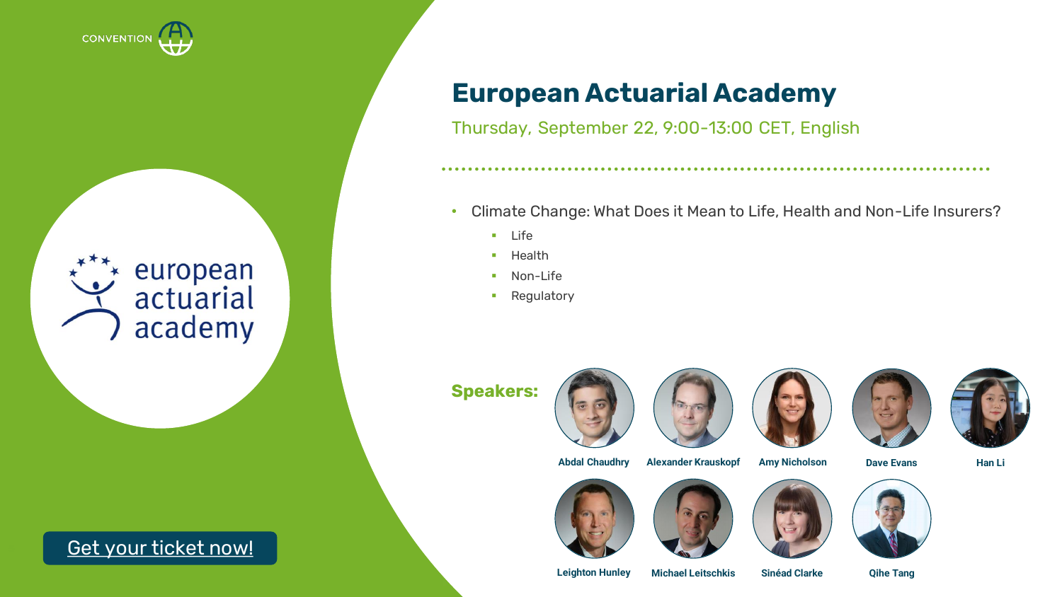CONVENTION

european actuarial academy

# European Actuarial Academy

Thursday, September 22, 9:00-13:00 CET, English

- Climate Change: What Does it Mean to Life, Health and Non-Life Insurers?
  - Life
  - Health
  - Non-Life
  - Regulatory

**Speakers:**

- Abdal Chaudhry
- Alexander Krauskopf
- Amy Nicholson
- Dave Evans
- Han Li
- Leighton Hunley
- Michael Leitschkis
- Sinéad Clarke
- Qihe Tang

Get your ticket now!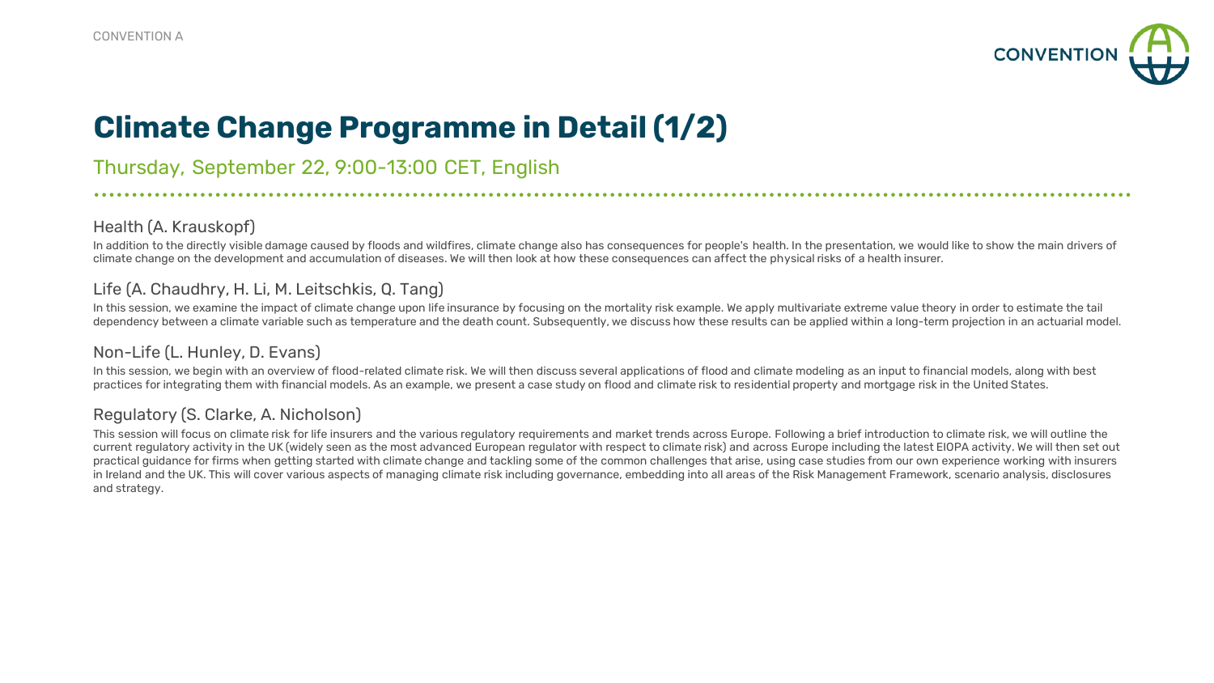# Climate Change Programme in Detail (1/2)

Thursday, September 22, 9:00-13:00 CET, English

## Health (A. Krauskopf)

In addition to the directly visible damage caused by floods and wildfires, climate change also has consequences for people's health. In the presentation, we would like to show the main drivers of climate change on the development and accumulation of diseases. We will then look at how these consequences can affect the physical risks of a health insurer.

## Life (A. Chaudhry, H. Li, M. Leitschkis, Q. Tang)

In this session, we examine the impact of climate change upon life insurance by focusing on the mortality risk example. We apply multivariate extreme value theory in order to estimate the tail dependency between a climate variable such as temperature and the death count. Subsequently, we discuss how these results can be applied within a long-term projection in an actuarial model.

## Non-Life (L. Hunley, D. Evans)

In this session, we begin with an overview of flood-related climate risk. We will then discuss several applications of flood and climate modeling as an input to financial models, along with best practices for integrating them with financial models. As an example, we present a case study on flood and climate risk to residential property and mortgage risk in the United States.

## Regulatory (S. Clarke, A. Nicholson)

This session will focus on climate risk for life insurers and the various regulatory requirements and market trends across Europe. Following a brief introduction to climate risk, we will outline the current regulatory activity in the UK (widely seen as the most advanced European regulator with respect to climate risk) and across Europe including the latest EIOPA activity. We will then set out practical guidance for firms when getting started with climate change and tackling some of the common challenges that arise, using case studies from our own experience working with insurers in Ireland and the UK. This will cover various aspects of managing climate risk including governance, embedding into all areas of the Risk Management Framework, scenario analysis, disclosures and strategy.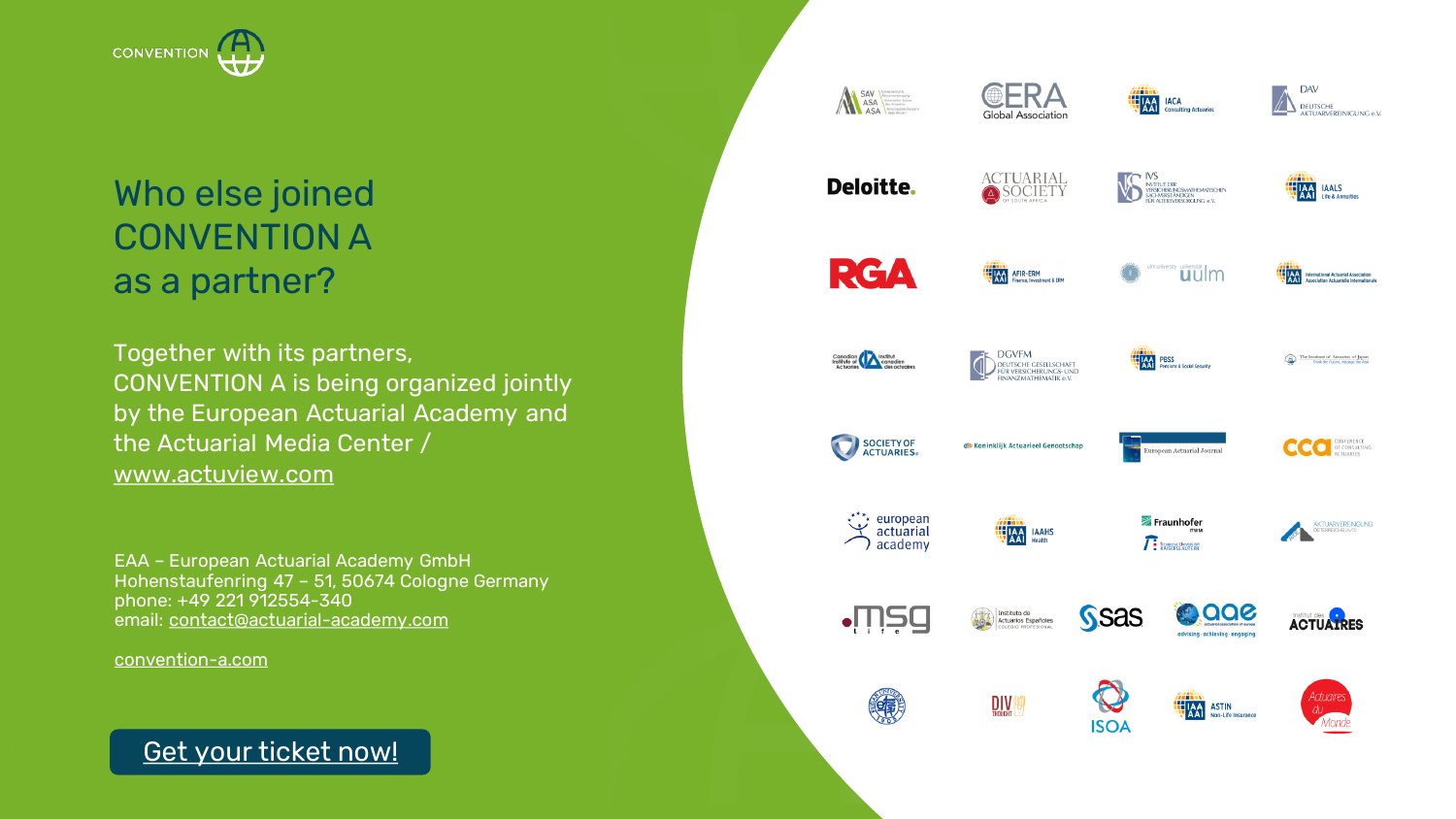CONVENTION

# Who else joined CONVENTION A as a partner?

Together with its partners, CONVENTION A is being organized jointly by the European Actuarial Academy and the Actuarial Media Center / www.actuview.com

EAA – European Actuarial Academy GmbH
Hohenstaufenring 47 – 51, 50674 Cologne Germany
phone: +49 221 912554-340
email: contact@actuarial-academy.com

convention-a.com

Get your ticket now!